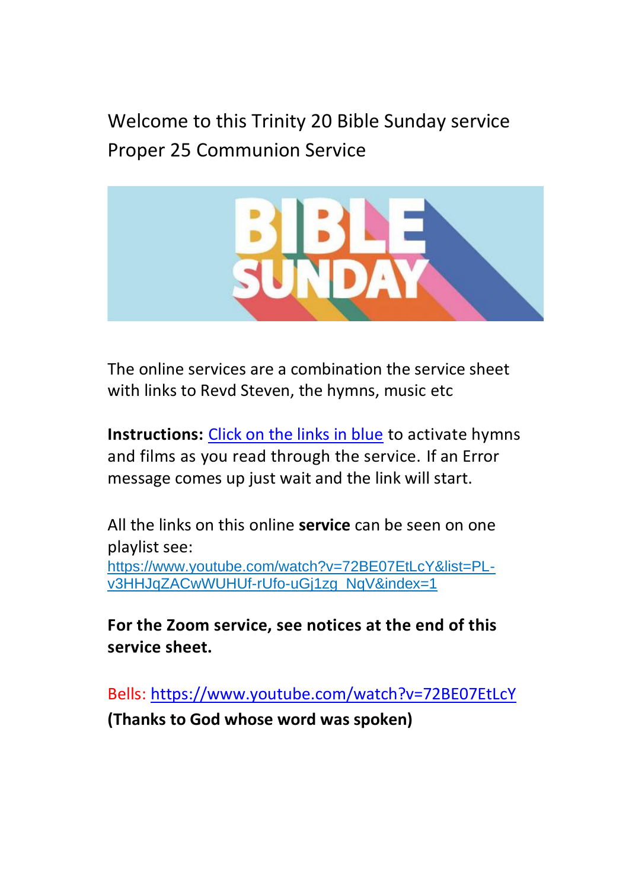# Welcome to this Trinity 20 Bible Sunday service
# Proper 25 Communion Service

The online services are a combination the service sheet with links to Revd Steven, the hymns, music etc

**Instructions:** Click on the links in blue to activate hymns and films as you read through the service. If an Error message comes up just wait and the link will start.

All the links on this online **service** can be seen on one playlist see:
https://www.youtube.com/watch?v=72BE07EtLcY&list=PL-v3HHJqZACwWUHUf-rUfo-uGj1zg_NqV&index=1

**For the Zoom service, see notices at the end of this service sheet.**

Bells: https://www.youtube.com/watch?v=72BE07EtLcY
**(Thanks to God whose word was spoken)**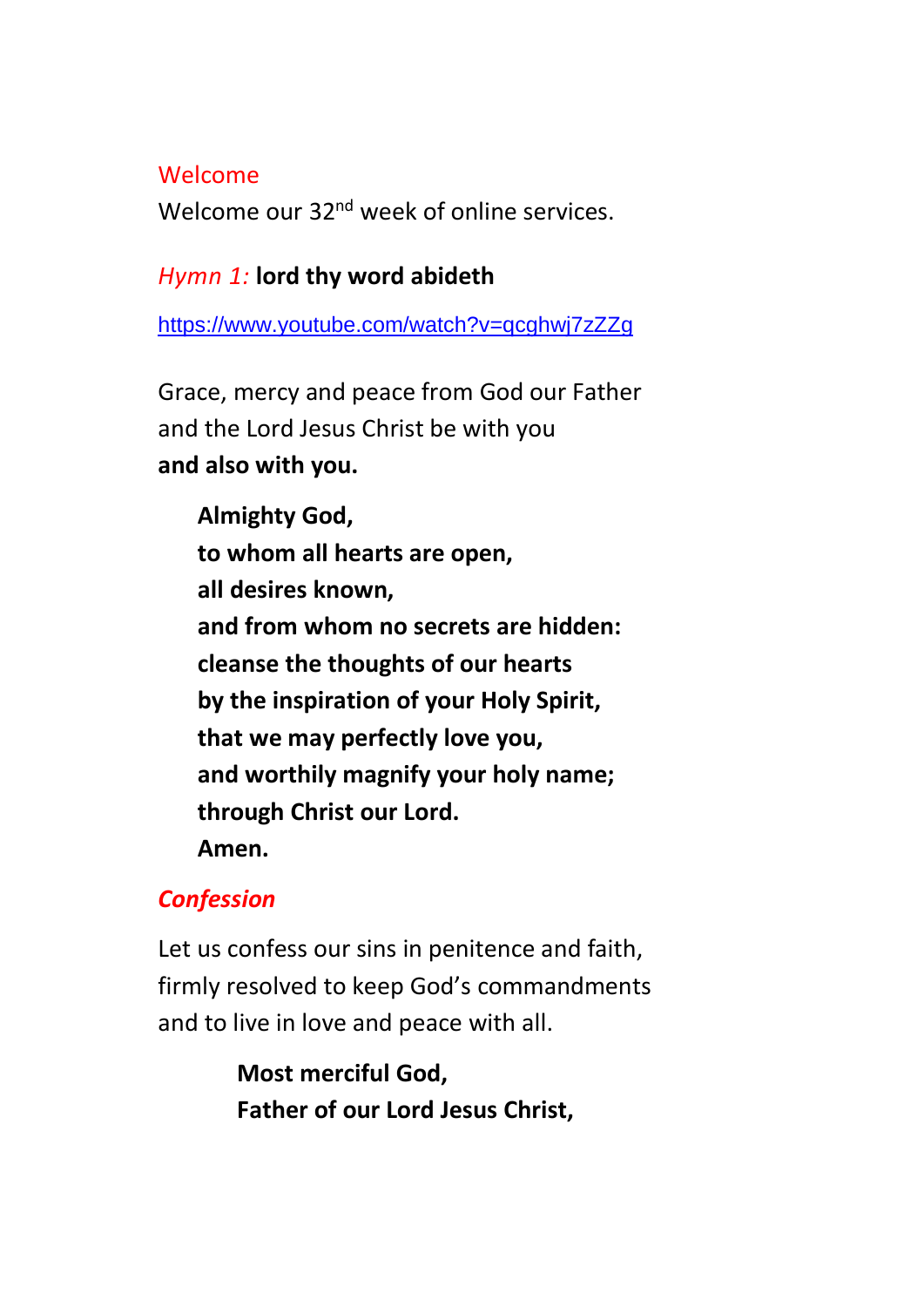Welcome

Welcome our 32nd week of online services.

*Hymn 1:* **lord thy word abideth**

https://www.youtube.com/watch?v=qcghwj7zZZg

Grace, mercy and peace from God our Father
and the Lord Jesus Christ be with you
**and also with you.**

> **Almighty God,**
> **to whom all hearts are open,**
> **all desires known,**
> **and from whom no secrets are hidden:**
> **cleanse the thoughts of our hearts**
> **by the inspiration of your Holy Spirit,**
> **that we may perfectly love you,**
> **and worthily magnify your holy name;**
> **through Christ our Lord.**
> **Amen.**

***Confession***

Let us confess our sins in penitence and faith,
firmly resolved to keep God's commandments
and to live in love and peace with all.

> **Most merciful God,**
> **Father of our Lord Jesus Christ,**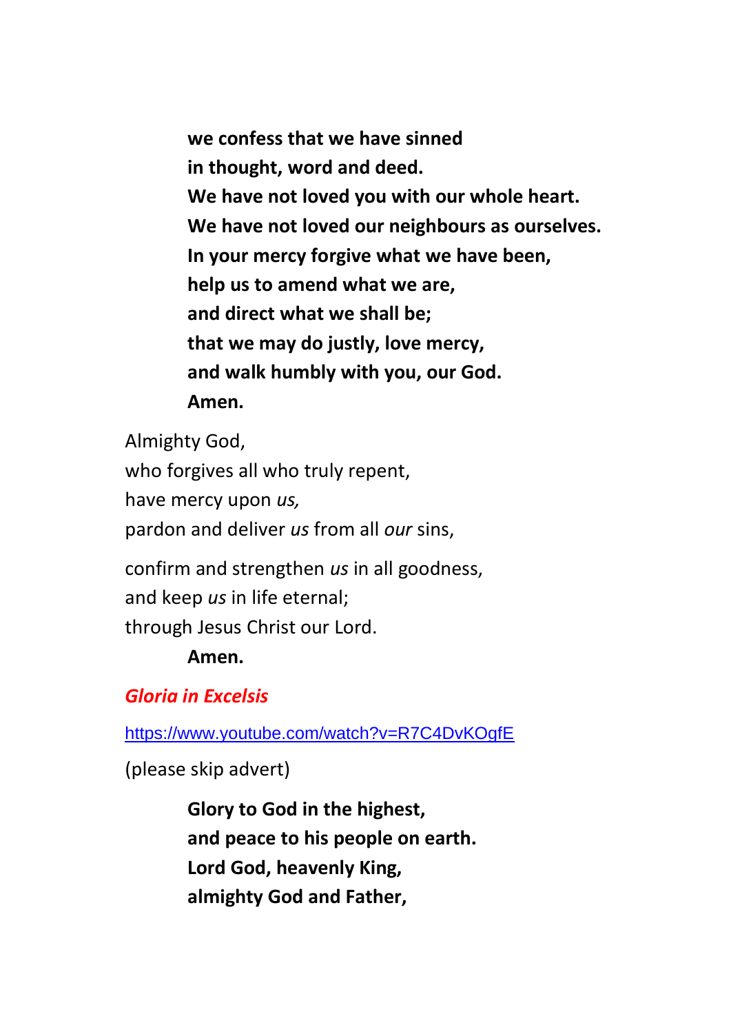**we confess that we have sinned**
**in thought, word and deed.**
**We have not loved you with our whole heart.**
**We have not loved our neighbours as ourselves.**
**In your mercy forgive what we have been,**
**help us to amend what we are,**
**and direct what we shall be;**
**that we may do justly, love mercy,**
**and walk humbly with you, our God.**
**Amen.**

Almighty God,
who forgives all who truly repent,
have mercy upon *us,*
pardon and deliver *us* from all *our* sins,

confirm and strengthen *us* in all goodness,
and keep *us* in life eternal;
through Jesus Christ our Lord.

**Amen.**

***Gloria in Excelsis***

https://www.youtube.com/watch?v=R7C4DvKOgfE

(please skip advert)

**Glory to God in the highest,**
**and peace to his people on earth.**
**Lord God, heavenly King,**
**almighty God and Father,**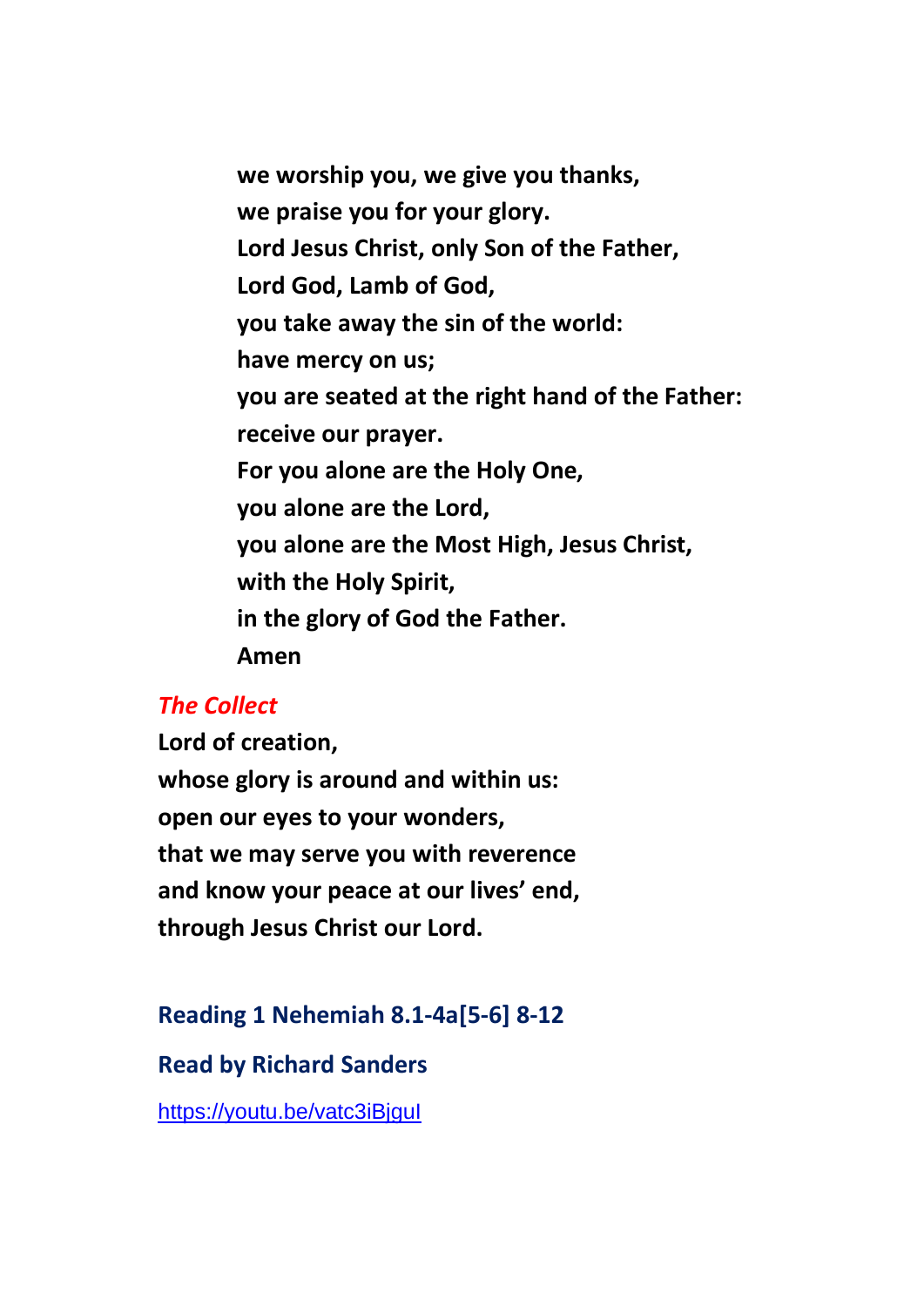**we worship you, we give you thanks,**
**we praise you for your glory.**
**Lord Jesus Christ, only Son of the Father,**
**Lord God, Lamb of God,**
**you take away the sin of the world:**
**have mercy on us;**
**you are seated at the right hand of the Father:**
**receive our prayer.**
**For you alone are the Holy One,**
**you alone are the Lord,**
**you alone are the Most High, Jesus Christ,**
**with the Holy Spirit,**
**in the glory of God the Father.**
**Amen**

### *The Collect*

**Lord of creation,**
**whose glory is around and within us:**
**open our eyes to your wonders,**
**that we may serve you with reverence**
**and know your peace at our lives' end,**
**through Jesus Christ our Lord.**

### Reading 1 Nehemiah 8.1-4a[5-6] 8-12

### Read by Richard Sanders

https://youtu.be/vatc3iBjguI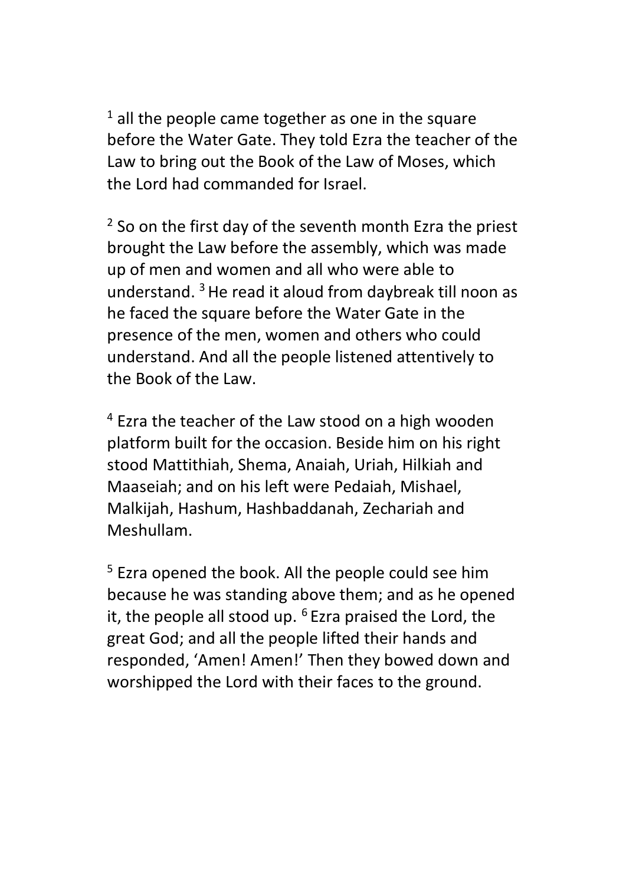[1] all the people came together as one in the square before the Water Gate. They told Ezra the teacher of the Law to bring out the Book of the Law of Moses, which the Lord had commanded for Israel.

[2] So on the first day of the seventh month Ezra the priest brought the Law before the assembly, which was made up of men and women and all who were able to understand. [3] He read it aloud from daybreak till noon as he faced the square before the Water Gate in the presence of the men, women and others who could understand. And all the people listened attentively to the Book of the Law.

[4] Ezra the teacher of the Law stood on a high wooden platform built for the occasion. Beside him on his right stood Mattithiah, Shema, Anaiah, Uriah, Hilkiah and Maaseiah; and on his left were Pedaiah, Mishael, Malkijah, Hashum, Hashbaddanah, Zechariah and Meshullam.

[5] Ezra opened the book. All the people could see him because he was standing above them; and as he opened it, the people all stood up. [6] Ezra praised the Lord, the great God; and all the people lifted their hands and responded, 'Amen! Amen!' Then they bowed down and worshipped the Lord with their faces to the ground.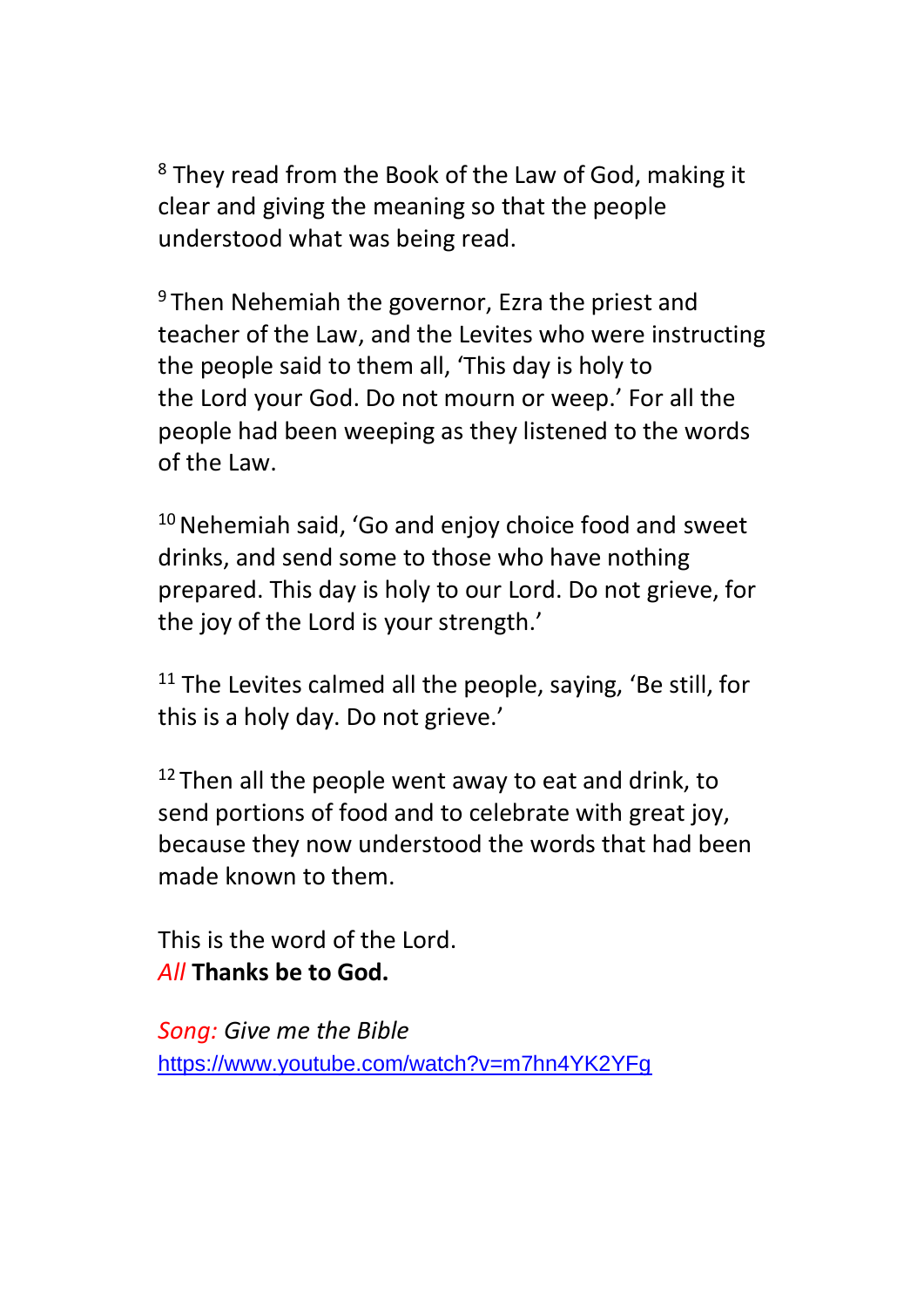[8] They read from the Book of the Law of God, making it clear and giving the meaning so that the people understood what was being read.

[9] Then Nehemiah the governor, Ezra the priest and teacher of the Law, and the Levites who were instructing the people said to them all, 'This day is holy to the Lord your God. Do not mourn or weep.' For all the people had been weeping as they listened to the words of the Law.

[10] Nehemiah said, 'Go and enjoy choice food and sweet drinks, and send some to those who have nothing prepared. This day is holy to our Lord. Do not grieve, for the joy of the Lord is your strength.'

[11] The Levites calmed all the people, saying, 'Be still, for this is a holy day. Do not grieve.'

[12] Then all the people went away to eat and drink, to send portions of food and to celebrate with great joy, because they now understood the words that had been made known to them.

This is the word of the Lord.
*All* **Thanks be to God.**

*Song: Give me the Bible*
https://www.youtube.com/watch?v=m7hn4YK2YFg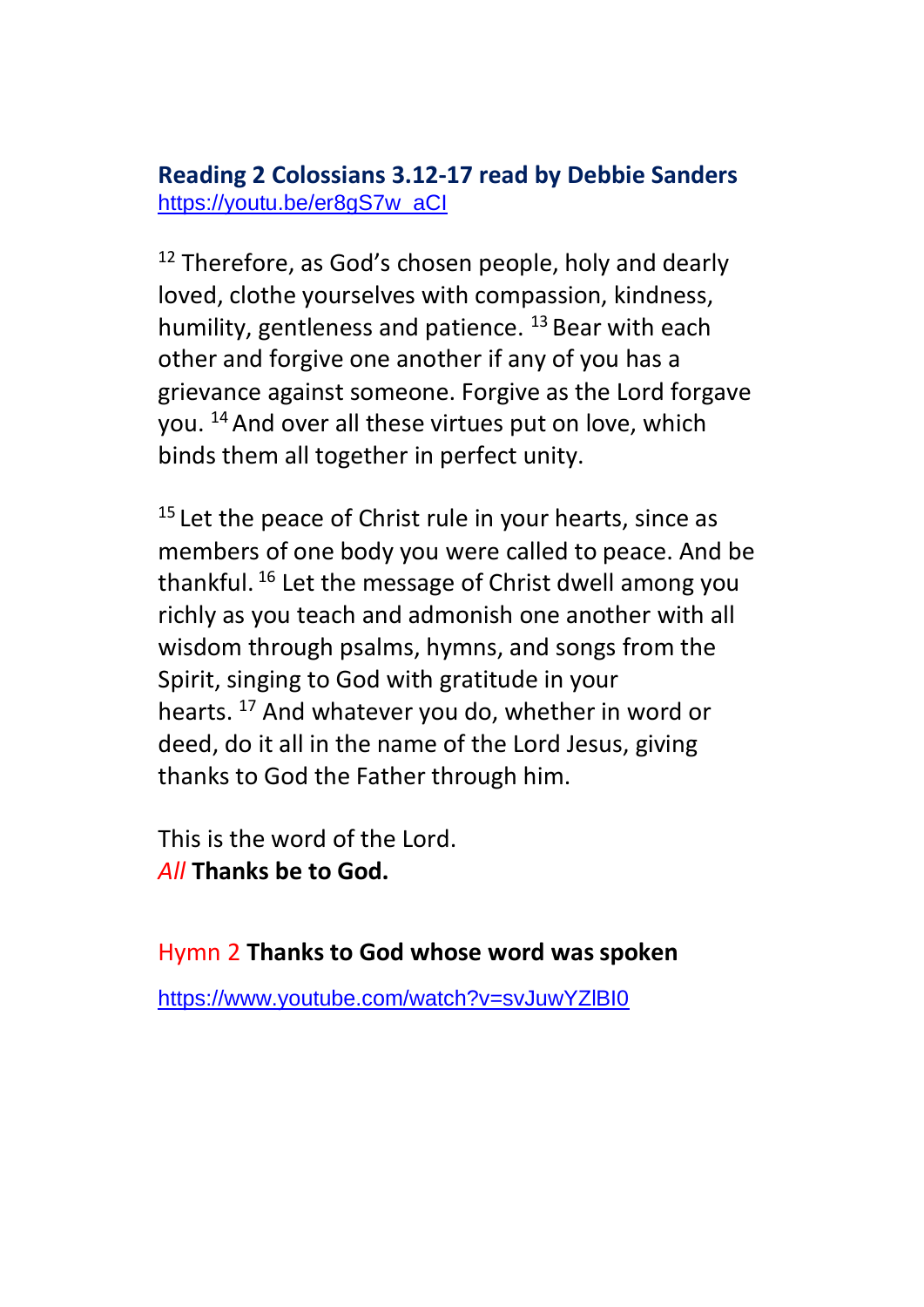**Reading 2 Colossians 3.12-17 read by Debbie Sanders**
https://youtu.be/er8gS7w_aCI

[12] Therefore, as God's chosen people, holy and dearly loved, clothe yourselves with compassion, kindness, humility, gentleness and patience. [13] Bear with each other and forgive one another if any of you has a grievance against someone. Forgive as the Lord forgave you. [14] And over all these virtues put on love, which binds them all together in perfect unity.

[15] Let the peace of Christ rule in your hearts, since as members of one body you were called to peace. And be thankful. [16] Let the message of Christ dwell among you richly as you teach and admonish one another with all wisdom through psalms, hymns, and songs from the Spirit, singing to God with gratitude in your hearts. [17] And whatever you do, whether in word or deed, do it all in the name of the Lord Jesus, giving thanks to God the Father through him.

This is the word of the Lord.
*All* **Thanks be to God.**

Hymn 2 **Thanks to God whose word was spoken**

https://www.youtube.com/watch?v=svJuwYZlBI0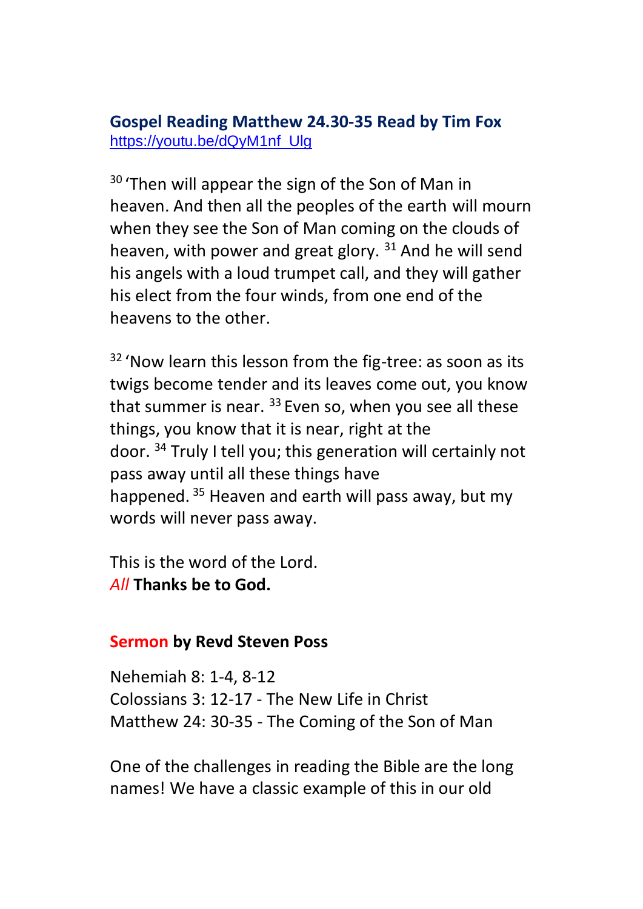### Gospel Reading Matthew 24.30-35 Read by Tim Fox

https://youtu.be/dQyM1nf_Ulg

[30] 'Then will appear the sign of the Son of Man in heaven. And then all the peoples of the earth will mourn when they see the Son of Man coming on the clouds of heaven, with power and great glory. [31] And he will send his angels with a loud trumpet call, and they will gather his elect from the four winds, from one end of the heavens to the other.

[32] 'Now learn this lesson from the fig-tree: as soon as its twigs become tender and its leaves come out, you know that summer is near. [33] Even so, when you see all these things, you know that it is near, right at the door. [34] Truly I tell you; this generation will certainly not pass away until all these things have happened. [35] Heaven and earth will pass away, but my words will never pass away.

This is the word of the Lord.
*All* **Thanks be to God.**

### Sermon by Revd Steven Poss

Nehemiah 8: 1-4, 8-12
Colossians 3: 12-17 - The New Life in Christ
Matthew 24: 30-35 - The Coming of the Son of Man

One of the challenges in reading the Bible are the long names! We have a classic example of this in our old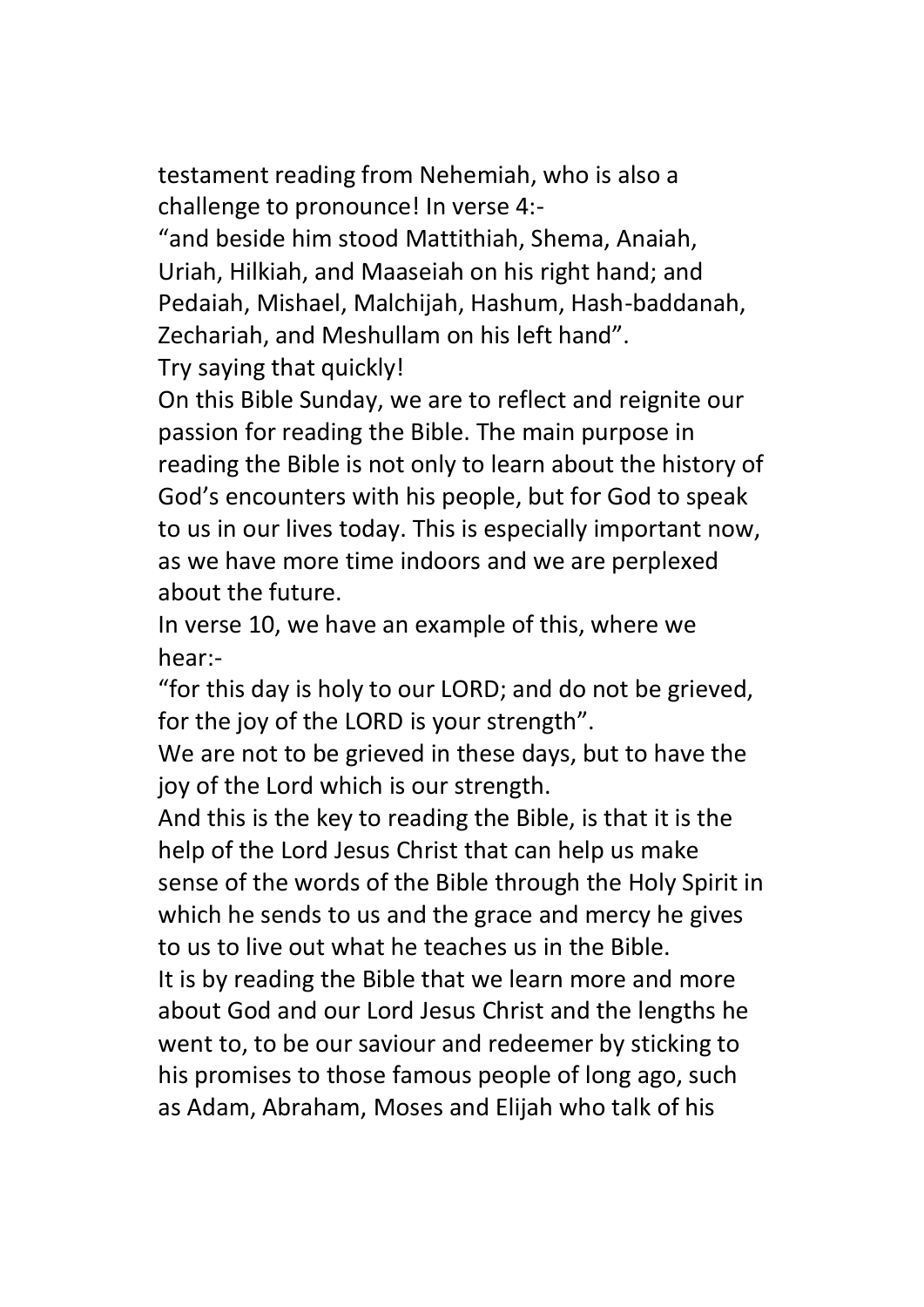testament reading from Nehemiah, who is also a challenge to pronounce! In verse 4:-

"and beside him stood Mattithiah, Shema, Anaiah, Uriah, Hilkiah, and Maaseiah on his right hand; and Pedaiah, Mishael, Malchijah, Hashum, Hash-baddanah, Zechariah, and Meshullam on his left hand".

Try saying that quickly!

On this Bible Sunday, we are to reflect and reignite our passion for reading the Bible. The main purpose in reading the Bible is not only to learn about the history of God's encounters with his people, but for God to speak to us in our lives today. This is especially important now, as we have more time indoors and we are perplexed about the future.

In verse 10, we have an example of this, where we hear:-

"for this day is holy to our LORD; and do not be grieved, for the joy of the LORD is your strength".

We are not to be grieved in these days, but to have the joy of the Lord which is our strength.

And this is the key to reading the Bible, is that it is the help of the Lord Jesus Christ that can help us make sense of the words of the Bible through the Holy Spirit in which he sends to us and the grace and mercy he gives to us to live out what he teaches us in the Bible.

It is by reading the Bible that we learn more and more about God and our Lord Jesus Christ and the lengths he went to, to be our saviour and redeemer by sticking to his promises to those famous people of long ago, such as Adam, Abraham, Moses and Elijah who talk of his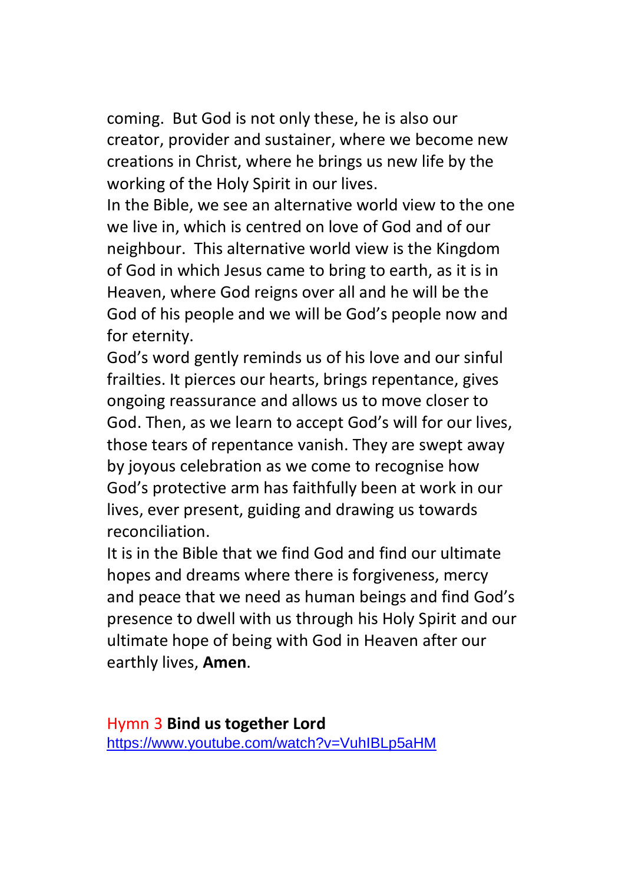coming.  But God is not only these, he is also our creator, provider and sustainer, where we become new creations in Christ, where he brings us new life by the working of the Holy Spirit in our lives.

In the Bible, we see an alternative world view to the one we live in, which is centred on love of God and of our neighbour.  This alternative world view is the Kingdom of God in which Jesus came to bring to earth, as it is in Heaven, where God reigns over all and he will be the God of his people and we will be God's people now and for eternity.

God's word gently reminds us of his love and our sinful frailties. It pierces our hearts, brings repentance, gives ongoing reassurance and allows us to move closer to God. Then, as we learn to accept God's will for our lives, those tears of repentance vanish. They are swept away by joyous celebration as we come to recognise how God's protective arm has faithfully been at work in our lives, ever present, guiding and drawing us towards reconciliation.

It is in the Bible that we find God and find our ultimate hopes and dreams where there is forgiveness, mercy and peace that we need as human beings and find God's presence to dwell with us through his Holy Spirit and our ultimate hope of being with God in Heaven after our earthly lives, **Amen**.

Hymn 3 **Bind us together Lord**
https://www.youtube.com/watch?v=VuhIBLp5aHM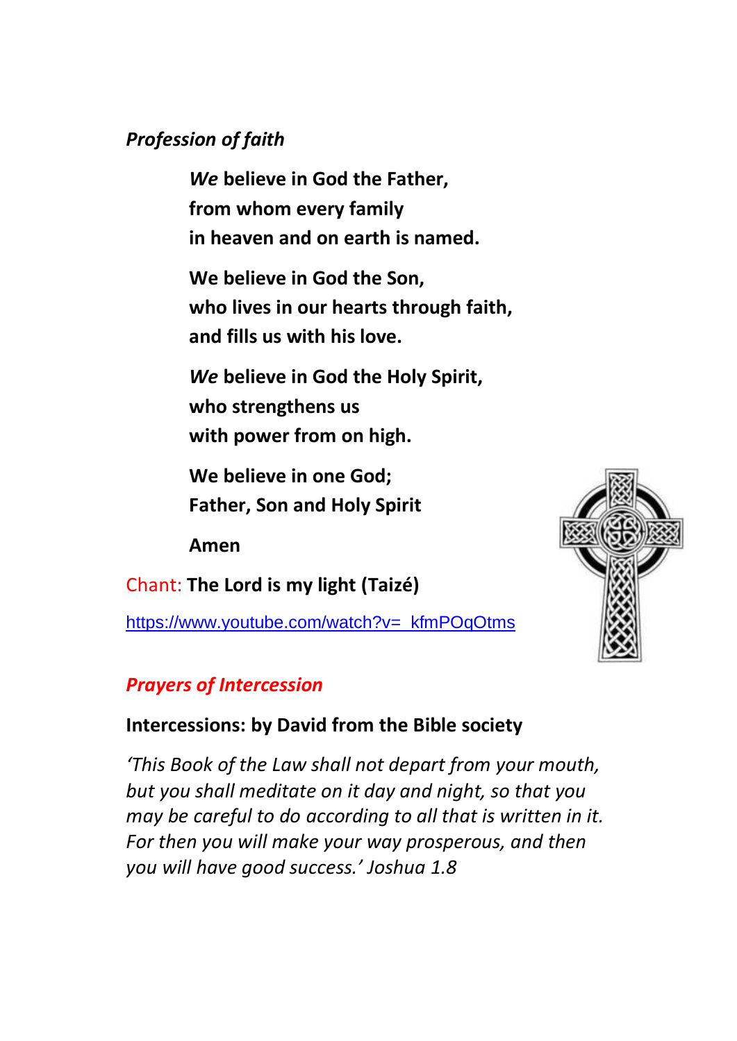*Profession of faith*

> ***We* believe in God the Father,**
> **from whom every family**
> **in heaven and on earth is named.**
>
> **We believe in God the Son,**
> **who lives in our hearts through faith,**
> **and fills us with his love.**
>
> ***We* believe in God the Holy Spirit,**
> **who strengthens us**
> **with power from on high.**
>
> **We believe in one God;**
> **Father, Son and Holy Spirit**
>
> **Amen**

Chant: **The Lord is my light (Taizé)**

https://www.youtube.com/watch?v=_kfmPOqOtms

***Prayers of Intercession***

**Intercessions: by David from the Bible society**

*'This Book of the Law shall not depart from your mouth, but you shall meditate on it day and night, so that you may be careful to do according to all that is written in it. For then you will make your way prosperous, and then you will have good success.' Joshua 1.8*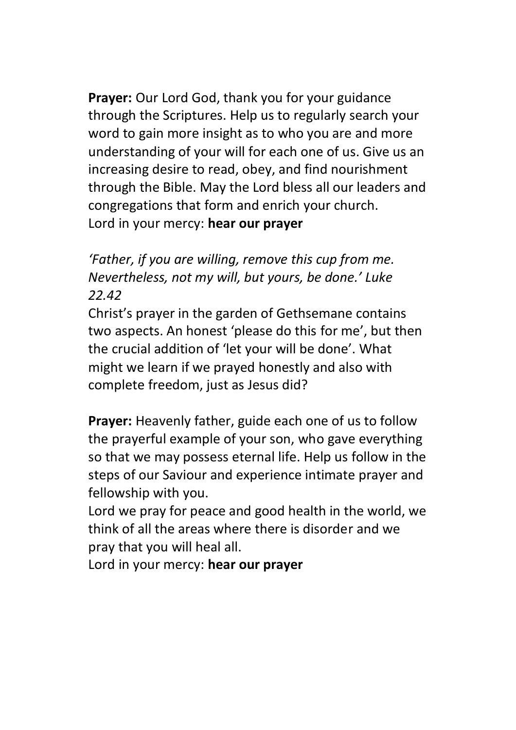**Prayer:** Our Lord God, thank you for your guidance through the Scriptures. Help us to regularly search your word to gain more insight as to who you are and more understanding of your will for each one of us. Give us an increasing desire to read, obey, and find nourishment through the Bible. May the Lord bless all our leaders and congregations that form and enrich your church.
Lord in your mercy: **hear our prayer**

*'Father, if you are willing, remove this cup from me. Nevertheless, not my will, but yours, be done.' Luke 22.42*
Christ's prayer in the garden of Gethsemane contains two aspects. An honest 'please do this for me', but then the crucial addition of 'let your will be done'. What might we learn if we prayed honestly and also with complete freedom, just as Jesus did?

**Prayer:** Heavenly father, guide each one of us to follow the prayerful example of your son, who gave everything so that we may possess eternal life. Help us follow in the steps of our Saviour and experience intimate prayer and fellowship with you.
Lord we pray for peace and good health in the world, we think of all the areas where there is disorder and we pray that you will heal all.
Lord in your mercy: **hear our prayer**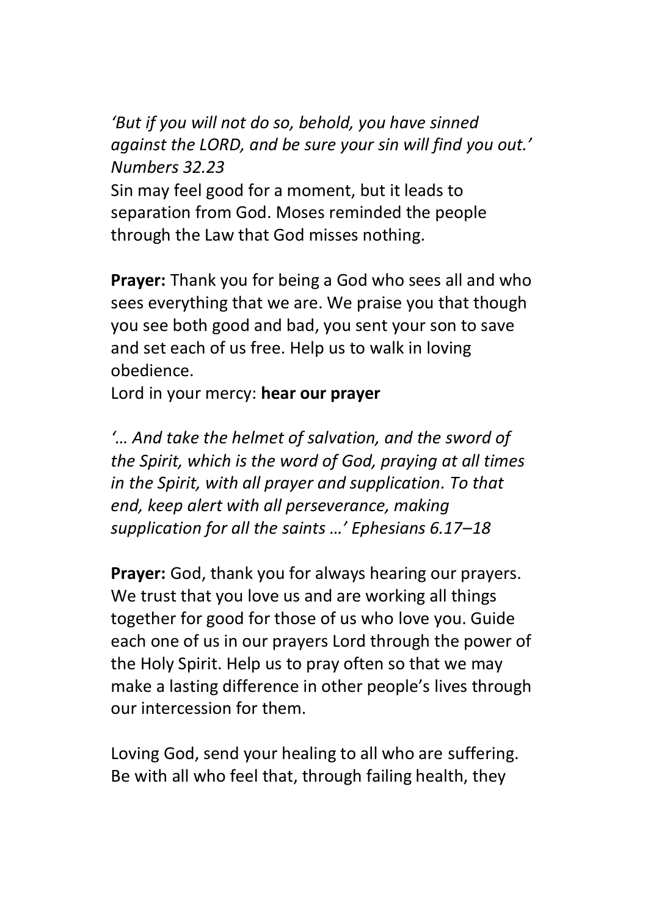*'But if you will not do so, behold, you have sinned against the LORD, and be sure your sin will find you out.' Numbers 32.23*

Sin may feel good for a moment, but it leads to separation from God. Moses reminded the people through the Law that God misses nothing.

**Prayer:** Thank you for being a God who sees all and who sees everything that we are. We praise you that though you see both good and bad, you sent your son to save and set each of us free. Help us to walk in loving obedience.

Lord in your mercy: **hear our prayer**

*'… And take the helmet of salvation, and the sword of the Spirit, which is the word of God, praying at all times in the Spirit, with all prayer and supplication. To that end, keep alert with all perseverance, making supplication for all the saints …' Ephesians 6.17–18*

**Prayer:** God, thank you for always hearing our prayers. We trust that you love us and are working all things together for good for those of us who love you. Guide each one of us in our prayers Lord through the power of the Holy Spirit. Help us to pray often so that we may make a lasting difference in other people's lives through our intercession for them.

Loving God, send your healing to all who are suffering. Be with all who feel that, through failing health, they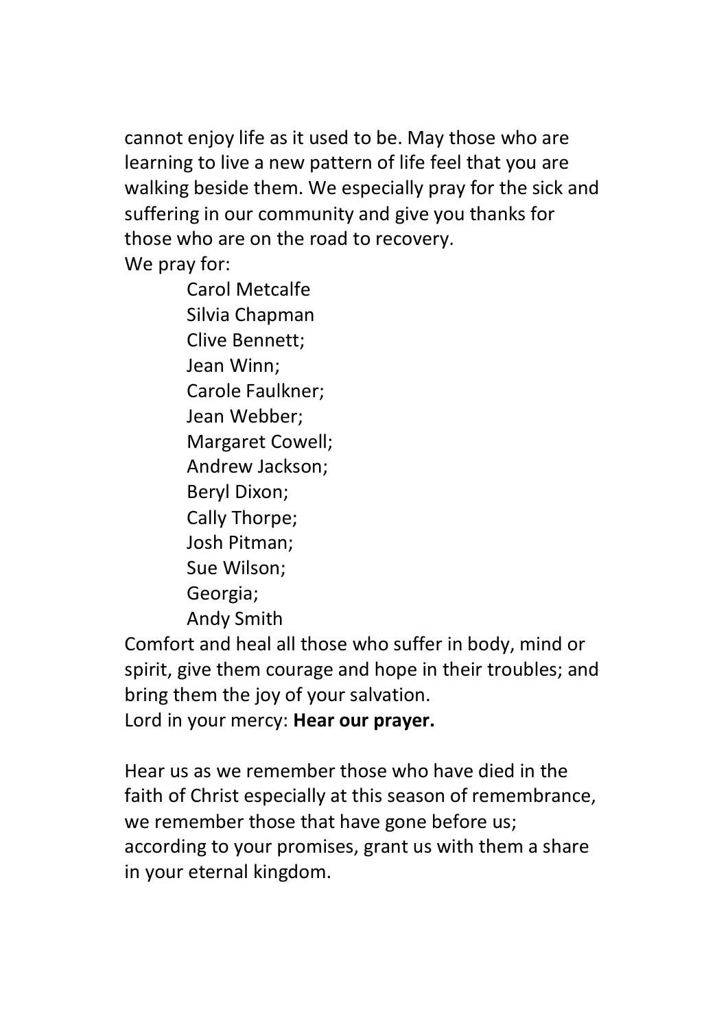cannot enjoy life as it used to be. May those who are learning to live a new pattern of life feel that you are walking beside them. We especially pray for the sick and suffering in our community and give you thanks for those who are on the road to recovery.
We pray for:

Carol Metcalfe
Silvia Chapman
Clive Bennett;
Jean Winn;
Carole Faulkner;
Jean Webber;
Margaret Cowell;
Andrew Jackson;
Beryl Dixon;
Cally Thorpe;
Josh Pitman;
Sue Wilson;
Georgia;
Andy Smith

Comfort and heal all those who suffer in body, mind or spirit, give them courage and hope in their troubles; and bring them the joy of your salvation.
Lord in your mercy: **Hear our prayer.**

Hear us as we remember those who have died in the faith of Christ especially at this season of remembrance, we remember those that have gone before us; according to your promises, grant us with them a share in your eternal kingdom.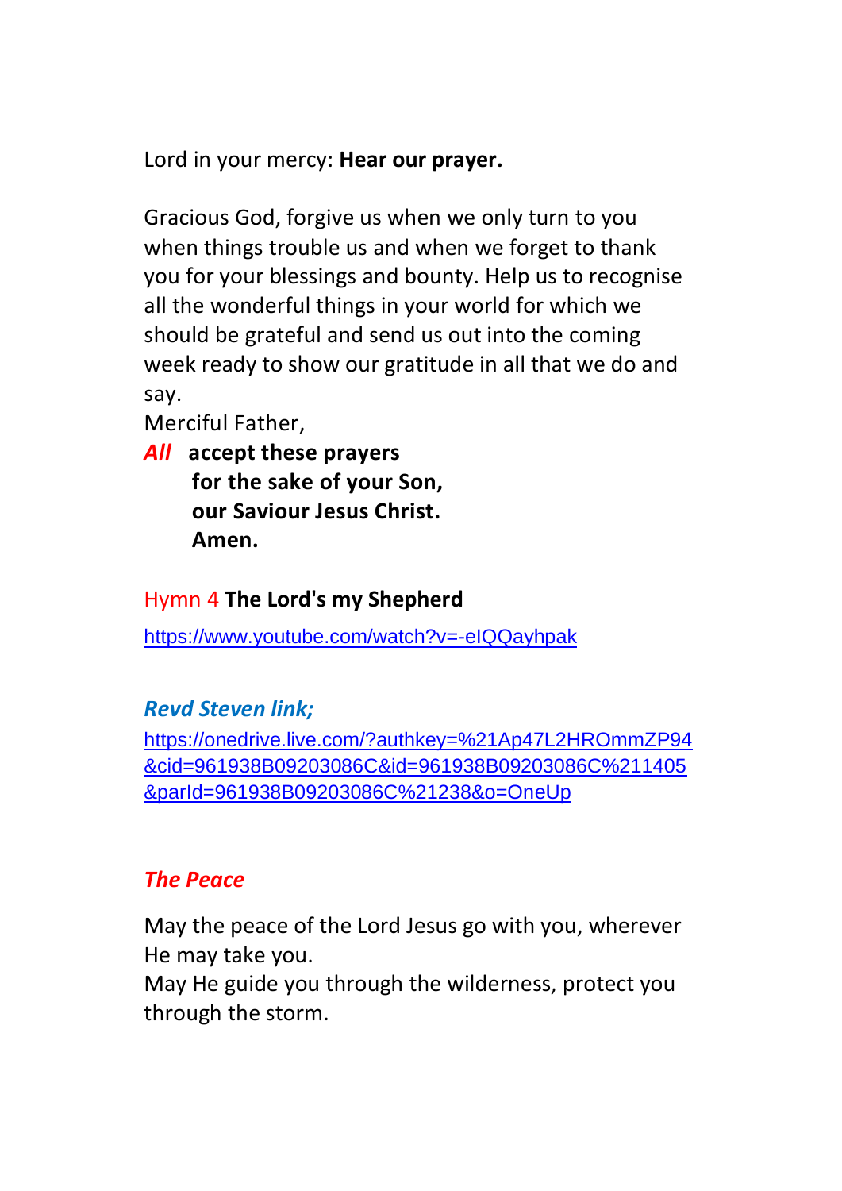Lord in your mercy: **Hear our prayer.**

Gracious God, forgive us when we only turn to you when things trouble us and when we forget to thank you for your blessings and bounty. Help us to recognise all the wonderful things in your world for which we should be grateful and send us out into the coming week ready to show our gratitude in all that we do and say.

Merciful Father,

***All*** **accept these prayers**
**for the sake of your Son,**
**our Saviour Jesus Christ.**
**Amen.**

Hymn 4 **The Lord's my Shepherd**

https://www.youtube.com/watch?v=-eIQQayhpak

***Revd Steven link;***

https://onedrive.live.com/?authkey=%21Ap47L2HROmmZP94&cid=961938B09203086C&id=961938B09203086C%211405&parId=961938B09203086C%21238&o=OneUp

***The Peace***

May the peace of the Lord Jesus go with you, wherever He may take you.
May He guide you through the wilderness, protect you through the storm.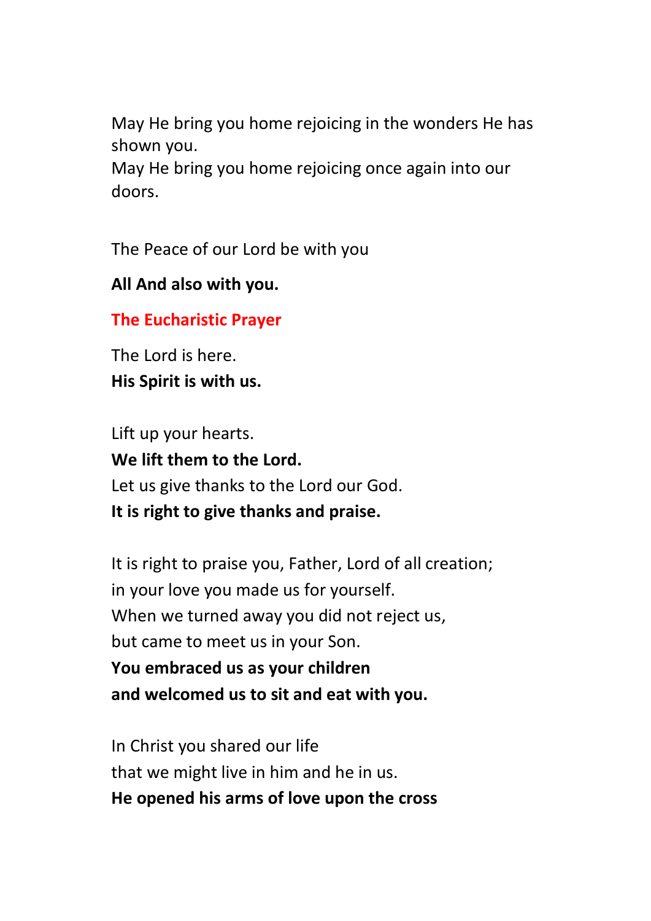May He bring you home rejoicing in the wonders He has shown you.
May He bring you home rejoicing once again into our doors.

The Peace of our Lord be with you

**All And also with you.**

## The Eucharistic Prayer

The Lord is here.
**His Spirit is with us.**

Lift up your hearts.
**We lift them to the Lord.**
Let us give thanks to the Lord our God.
**It is right to give thanks and praise.**

It is right to praise you, Father, Lord of all creation;
in your love you made us for yourself.
When we turned away you did not reject us,
but came to meet us in your Son.
**You embraced us as your children**
**and welcomed us to sit and eat with you.**

In Christ you shared our life
that we might live in him and he in us.
**He opened his arms of love upon the cross**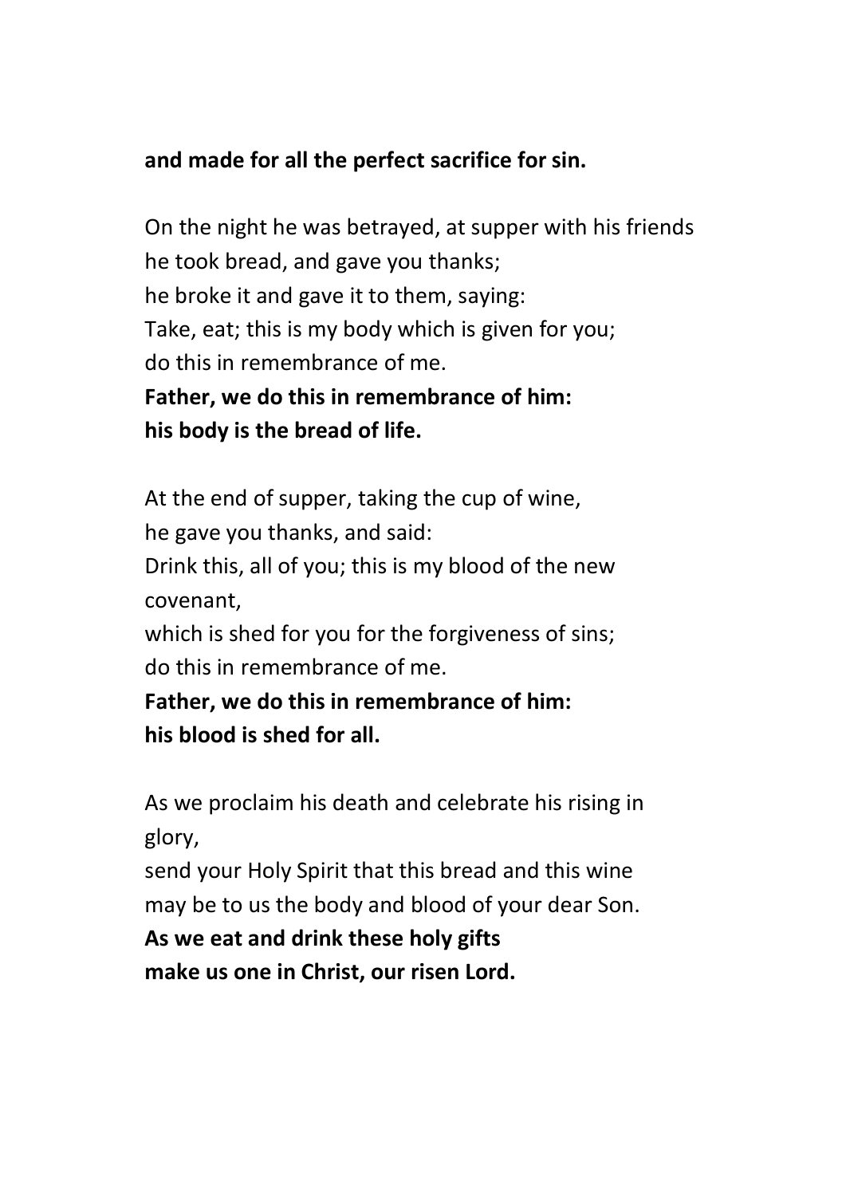**and made for all the perfect sacrifice for sin.**

On the night he was betrayed, at supper with his friends
he took bread, and gave you thanks;
he broke it and gave it to them, saying:
Take, eat; this is my body which is given for you;
do this in remembrance of me.
**Father, we do this in remembrance of him:**
**his body is the bread of life.**

At the end of supper, taking the cup of wine,
he gave you thanks, and said:
Drink this, all of you; this is my blood of the new covenant,
which is shed for you for the forgiveness of sins;
do this in remembrance of me.
**Father, we do this in remembrance of him:**
**his blood is shed for all.**

As we proclaim his death and celebrate his rising in glory,
send your Holy Spirit that this bread and this wine
may be to us the body and blood of your dear Son.
**As we eat and drink these holy gifts**
**make us one in Christ, our risen Lord.**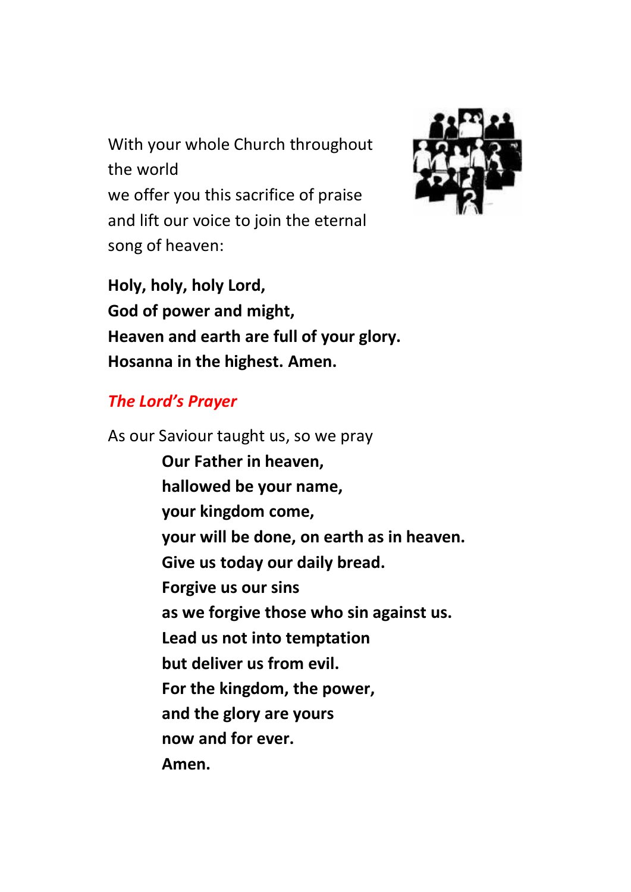With your whole Church throughout the world
we offer you this sacrifice of praise
and lift our voice to join the eternal song of heaven:

**Holy, holy, holy Lord,**
**God of power and might,**
**Heaven and earth are full of your glory.**
**Hosanna in the highest. Amen.**

## *The Lord's Prayer*

As our Saviour taught us, so we pray

**Our Father in heaven,**
**hallowed be your name,**
**your kingdom come,**
**your will be done, on earth as in heaven.**
**Give us today our daily bread.**
**Forgive us our sins**
**as we forgive those who sin against us.**
**Lead us not into temptation**
**but deliver us from evil.**
**For the kingdom, the power,**
**and the glory are yours**
**now and for ever.**
**Amen.**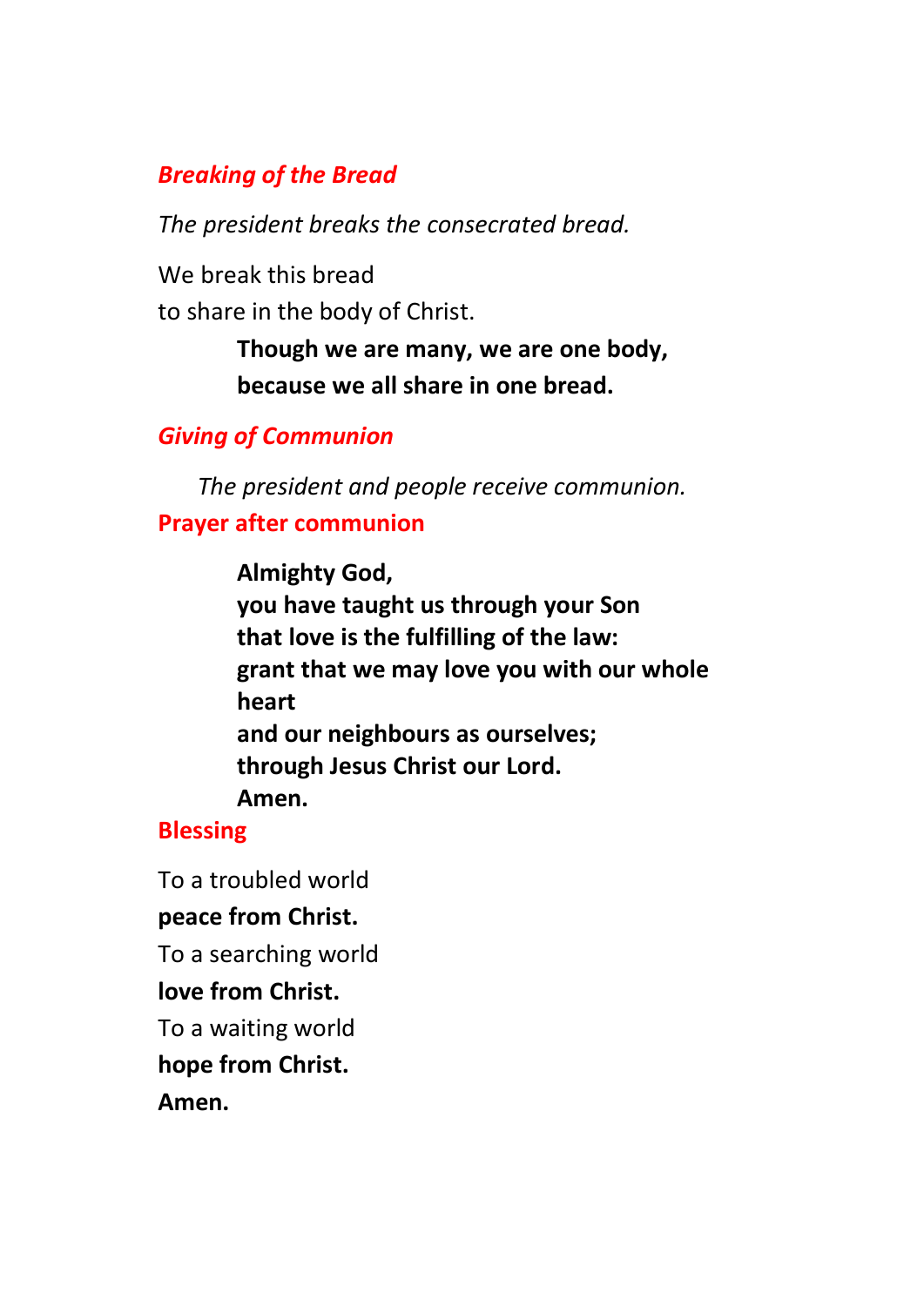### *Breaking of the Bread*

*The president breaks the consecrated bread.*

We break this bread
to share in the body of Christ.

> **Though we are many, we are one body,**
> **because we all share in one bread.**

### *Giving of Communion*

*The president and people receive communion.*

### Prayer after communion

> **Almighty God,**
> **you have taught us through your Son**
> **that love is the fulfilling of the law:**
> **grant that we may love you with our whole heart**
> **and our neighbours as ourselves;**
> **through Jesus Christ our Lord.**
> **Amen.**

### Blessing

To a troubled world
**peace from Christ.**
To a searching world
**love from Christ.**
To a waiting world
**hope from Christ.**
**Amen.**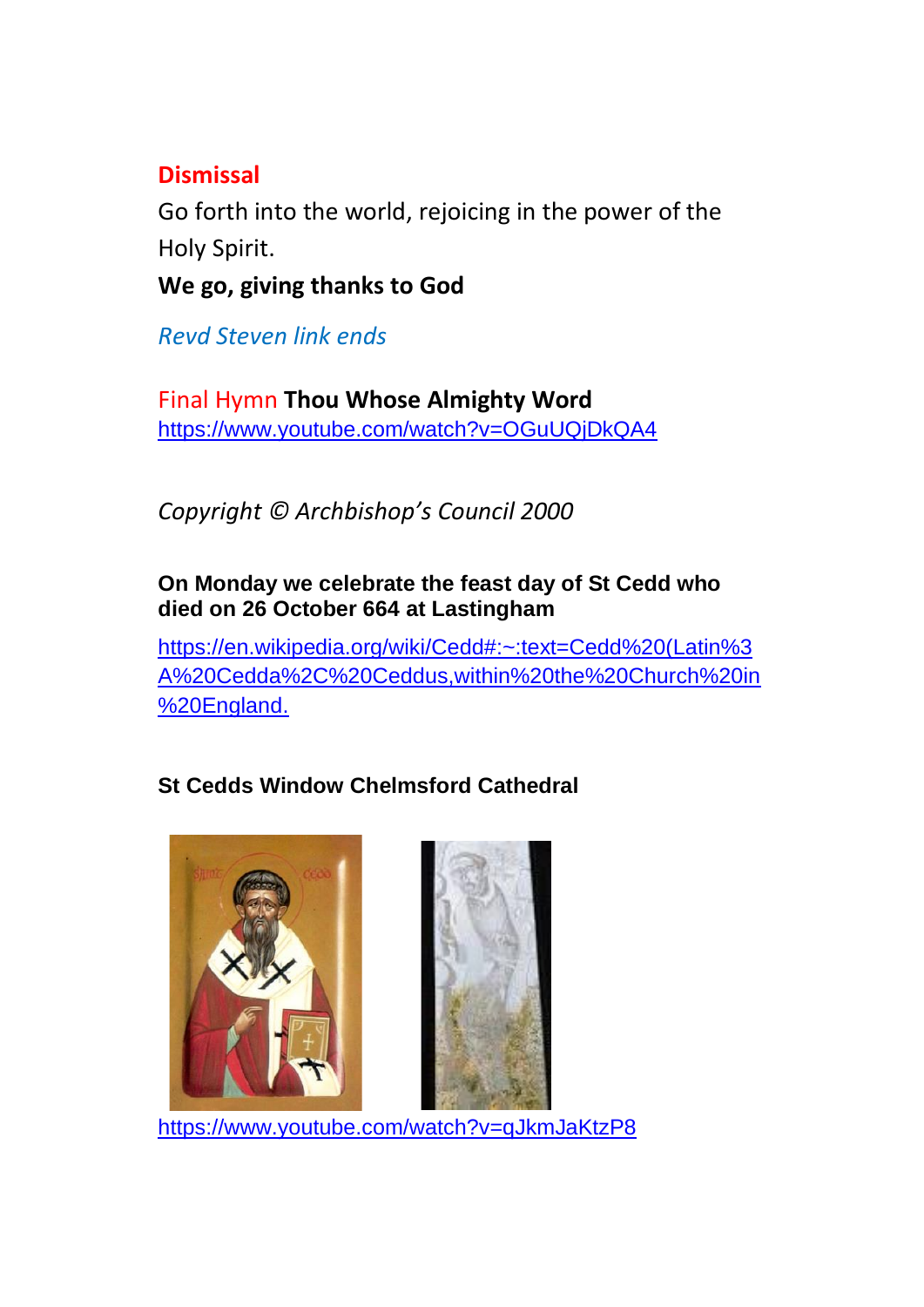## Dismissal

Go forth into the world, rejoicing in the power of the Holy Spirit.

**We go, giving thanks to God**

*Revd Steven link ends*

Final Hymn **Thou Whose Almighty Word**
https://www.youtube.com/watch?v=OGuUQjDkQA4

*Copyright © Archbishop's Council 2000*

**On Monday we celebrate the feast day of St Cedd who died on 26 October 664 at Lastingham**

https://en.wikipedia.org/wiki/Cedd#:~:text=Cedd%20(Latin%3A%20Cedda%2C%20Ceddus,within%20the%20Church%20in%20England.

**St Cedds Window Chelmsford Cathedral**

https://www.youtube.com/watch?v=qJkmJaKtzP8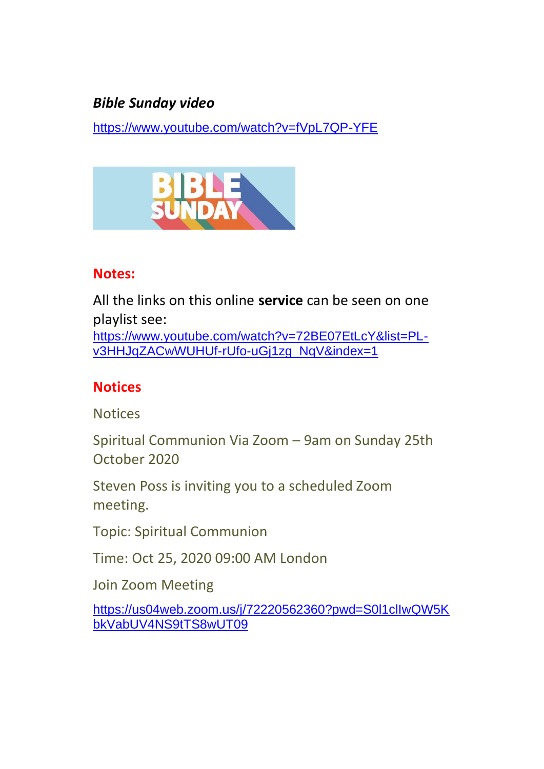***Bible Sunday video***

https://www.youtube.com/watch?v=fVpL7QP-YFE

## Notes:

All the links on this online **service** can be seen on one playlist see: https://www.youtube.com/watch?v=72BE07EtLcY&list=PL-v3HHJqZACwWUHUf-rUfo-uGj1zg_NqV&index=1

## Notices

Notices

Spiritual Communion Via Zoom – 9am on Sunday 25th October 2020

Steven Poss is inviting you to a scheduled Zoom meeting.

Topic: Spiritual Communion

Time: Oct 25, 2020 09:00 AM London

Join Zoom Meeting

https://us04web.zoom.us/j/72220562360?pwd=S0l1clIwQW5KbkVabUV4NS9tTS8wUT09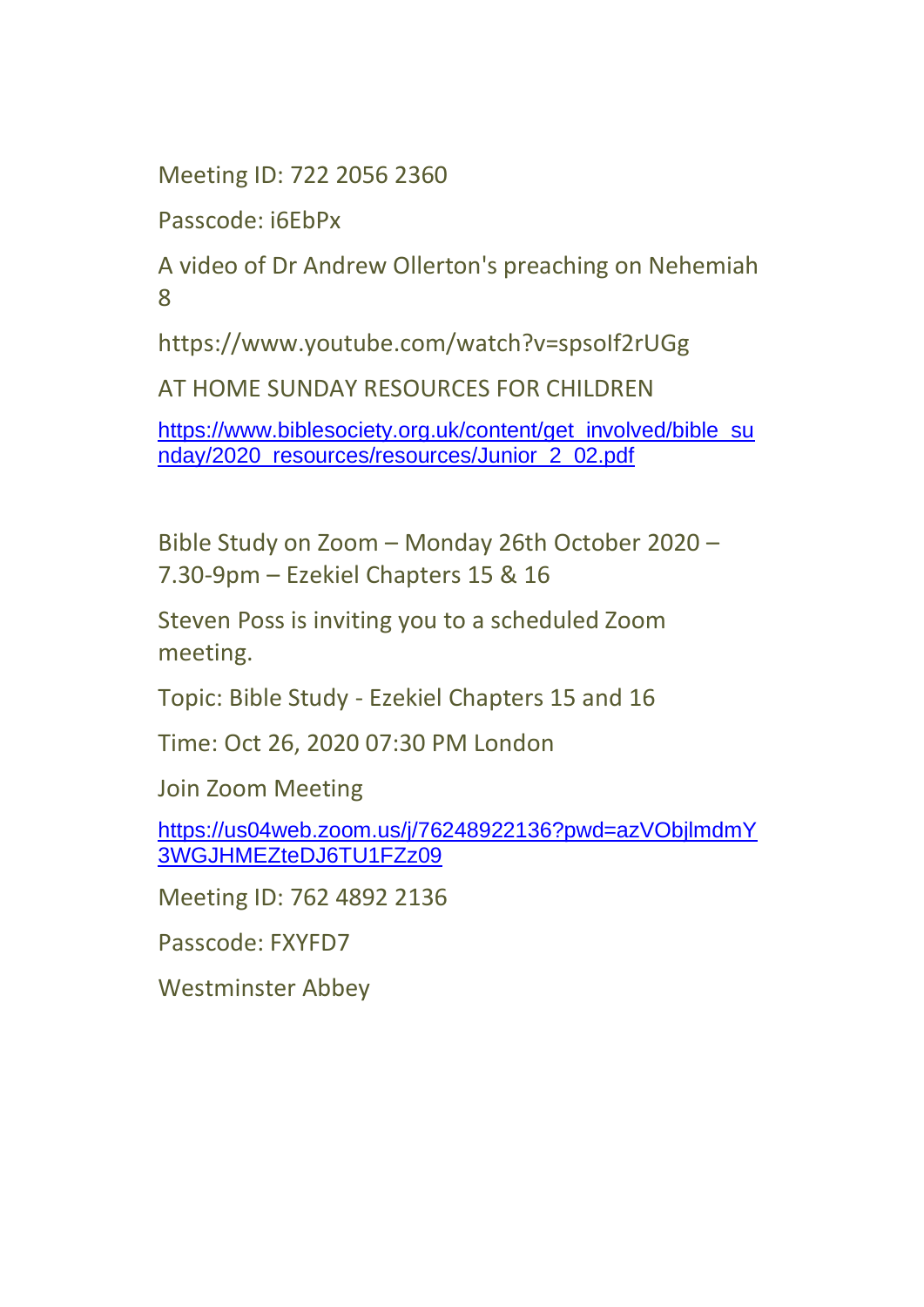Meeting ID: 722 2056 2360

Passcode: i6EbPx

A video of Dr Andrew Ollerton's preaching on Nehemiah 8

https://www.youtube.com/watch?v=spsoIf2rUGg

AT HOME SUNDAY RESOURCES FOR CHILDREN

https://www.biblesociety.org.uk/content/get_involved/bible_sunday/2020_resources/resources/Junior_2_02.pdf

Bible Study on Zoom – Monday 26th October 2020 – 7.30-9pm – Ezekiel Chapters 15 & 16

Steven Poss is inviting you to a scheduled Zoom meeting.

Topic: Bible Study - Ezekiel Chapters 15 and 16

Time: Oct 26, 2020 07:30 PM London

Join Zoom Meeting

https://us04web.zoom.us/j/76248922136?pwd=azVObjlmdmY3WGJHMEZteDJ6TU1FZz09

Meeting ID: 762 4892 2136

Passcode: FXYFD7

Westminster Abbey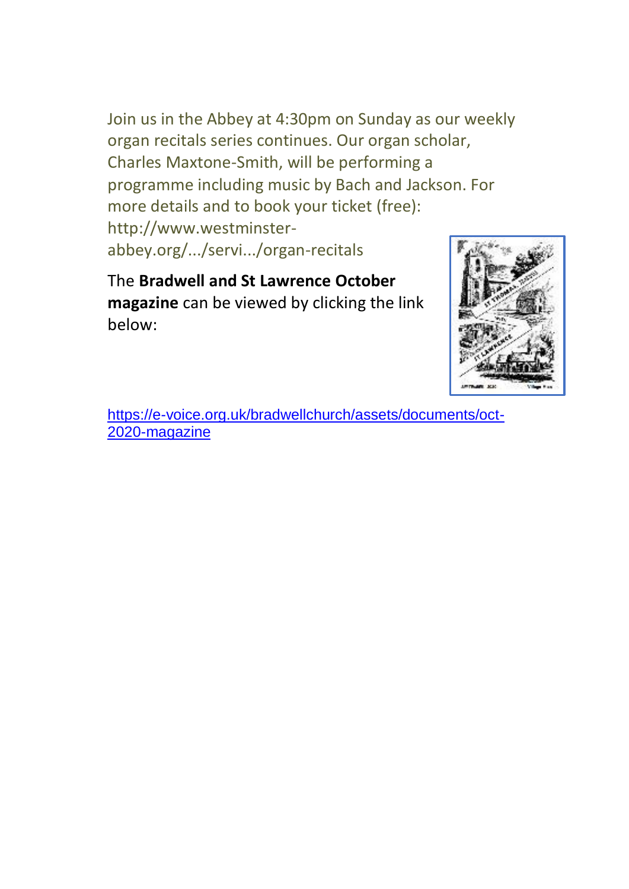Join us in the Abbey at 4:30pm on Sunday as our weekly organ recitals series continues. Our organ scholar, Charles Maxtone-Smith, will be performing a programme including music by Bach and Jackson. For more details and to book your ticket (free): http://www.westminster-abbey.org/.../servi.../organ-recitals

The **Bradwell and St Lawrence October magazine** can be viewed by clicking the link below:

https://e-voice.org.uk/bradwellchurch/assets/documents/oct-2020-magazine